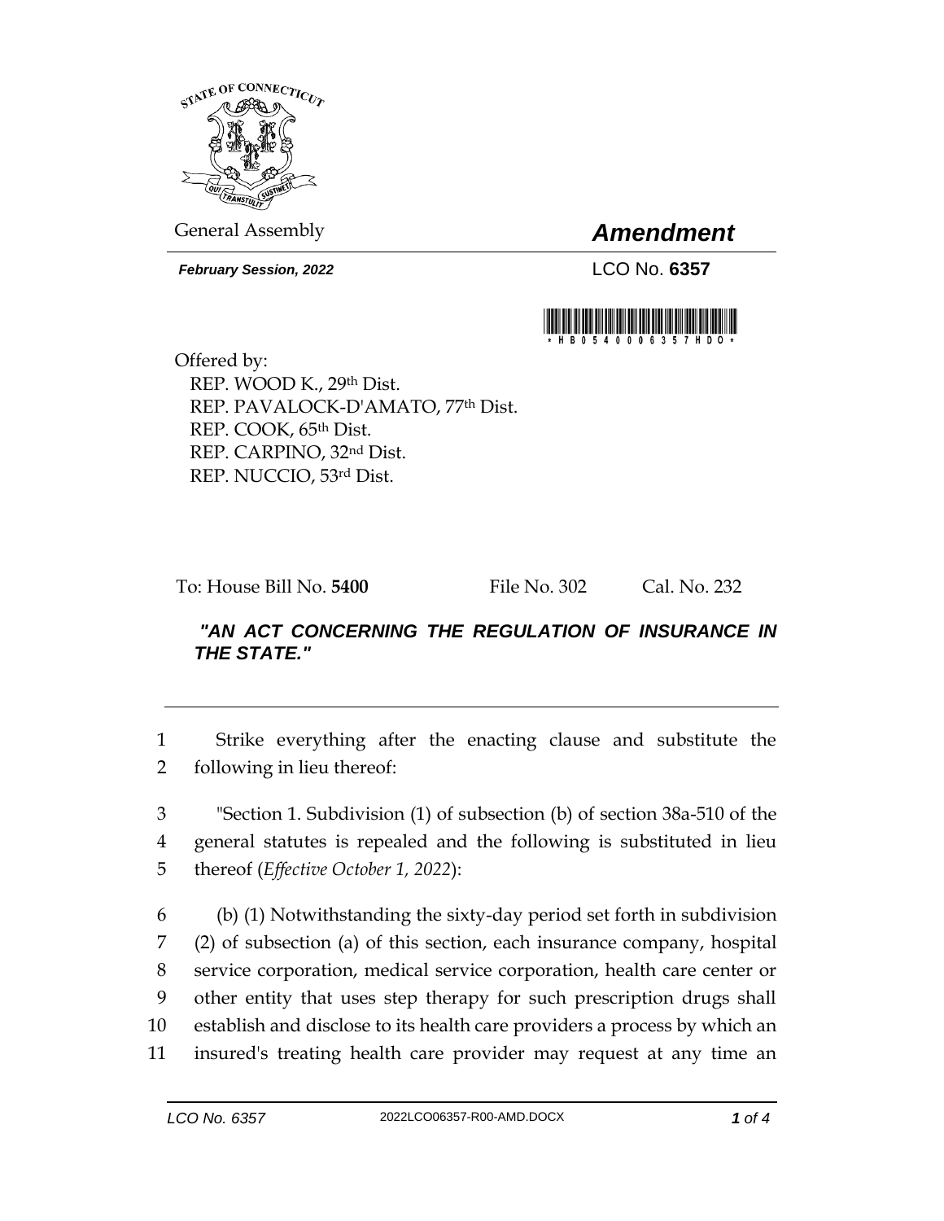General Assembly

# *Amendment*

***February Session, 2022*** LCO No. **6357**

\*HB05400006357HDO\*

Offered by:
REP. WOOD K., 29th Dist.
REP. PAVALOCK-D'AMATO, 77th Dist.
REP. COOK, 65th Dist.
REP. CARPINO, 32nd Dist.
REP. NUCCIO, 53rd Dist.

To: House Bill No. **5400** File No. 302 Cal. No. 232

***"AN ACT CONCERNING THE REGULATION OF INSURANCE IN THE STATE."***

1 Strike everything after the enacting clause and substitute the
2 following in lieu thereof:

3 "Section 1. Subdivision (1) of subsection (b) of section 38a-510 of the
4 general statutes is repealed and the following is substituted in lieu
5 thereof (*Effective October 1, 2022*):

6 (b) (1) Notwithstanding the sixty-day period set forth in subdivision
7 (2) of subsection (a) of this section, each insurance company, hospital
8 service corporation, medical service corporation, health care center or
9 other entity that uses step therapy for such prescription drugs shall
10 establish and disclose to its health care providers a process by which an
11 insured's treating health care provider may request at any time an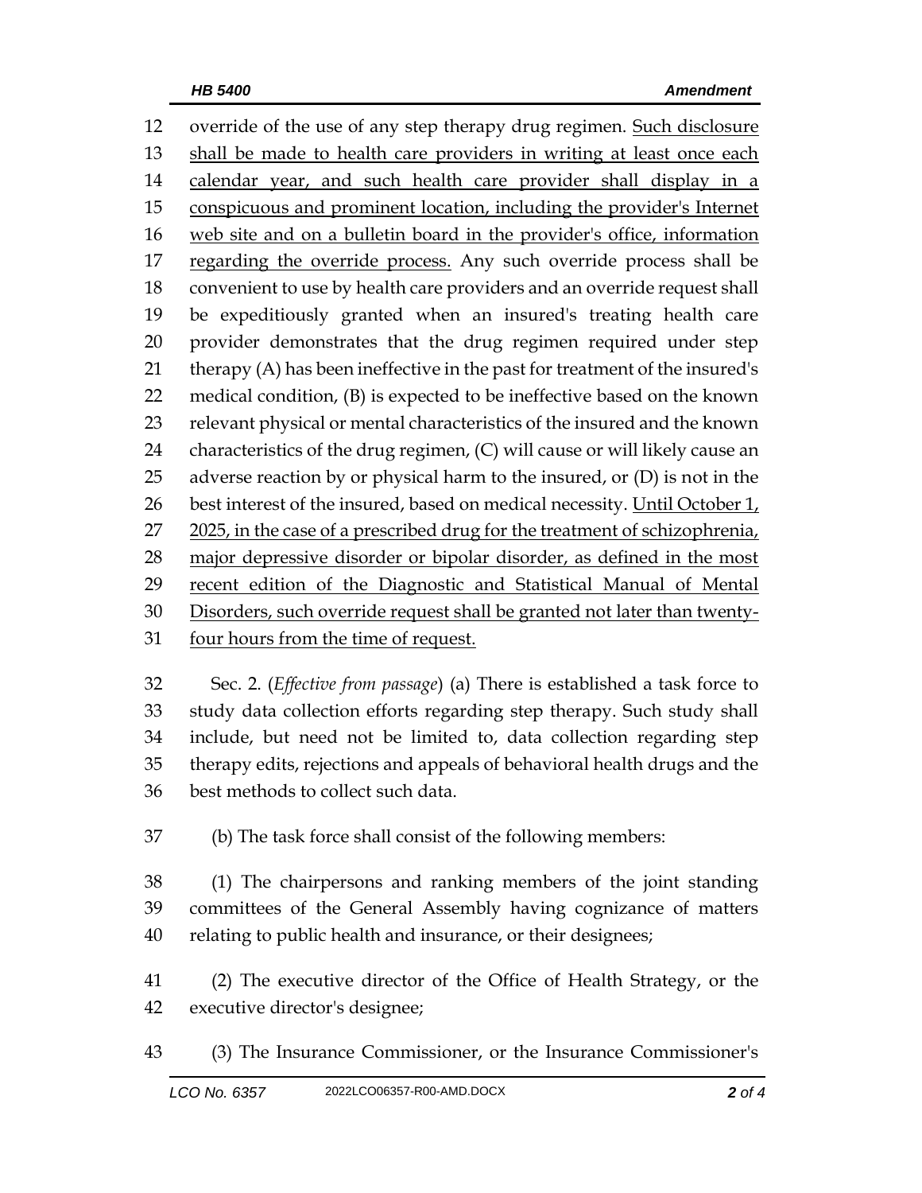override of the use of any step therapy drug regimen. Such disclosure shall be made to health care providers in writing at least once each calendar year, and such health care provider shall display in a conspicuous and prominent location, including the provider's Internet web site and on a bulletin board in the provider's office, information regarding the override process. Any such override process shall be convenient to use by health care providers and an override request shall be expeditiously granted when an insured's treating health care provider demonstrates that the drug regimen required under step therapy (A) has been ineffective in the past for treatment of the insured's medical condition, (B) is expected to be ineffective based on the known relevant physical or mental characteristics of the insured and the known characteristics of the drug regimen, (C) will cause or will likely cause an adverse reaction by or physical harm to the insured, or (D) is not in the best interest of the insured, based on medical necessity. Until October 1, 2025, in the case of a prescribed drug for the treatment of schizophrenia, major depressive disorder or bipolar disorder, as defined in the most recent edition of the Diagnostic and Statistical Manual of Mental Disorders, such override request shall be granted not later than twenty-four hours from the time of request.

Sec. 2. (*Effective from passage*) (a) There is established a task force to study data collection efforts regarding step therapy. Such study shall include, but need not be limited to, data collection regarding step therapy edits, rejections and appeals of behavioral health drugs and the best methods to collect such data.

(b) The task force shall consist of the following members:

(1) The chairpersons and ranking members of the joint standing committees of the General Assembly having cognizance of matters relating to public health and insurance, or their designees;

(2) The executive director of the Office of Health Strategy, or the executive director's designee;

(3) The Insurance Commissioner, or the Insurance Commissioner's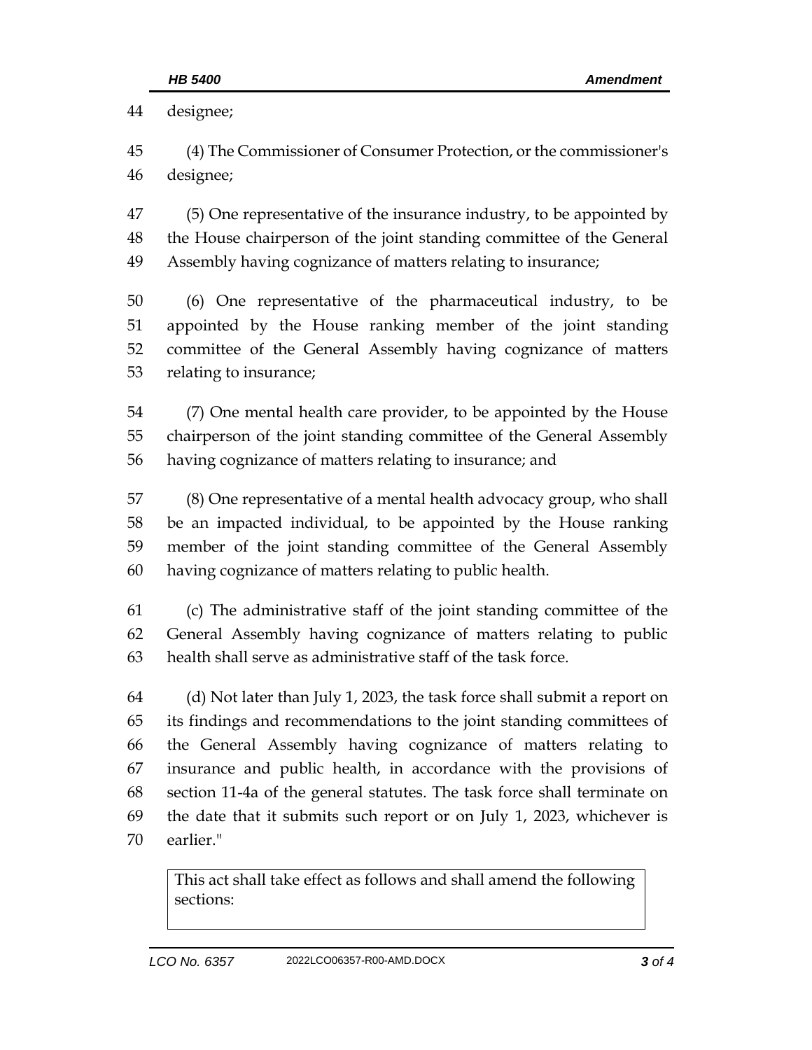44 designee;

45 (4) The Commissioner of Consumer Protection, or the commissioner's
46 designee;

47 (5) One representative of the insurance industry, to be appointed by
48 the House chairperson of the joint standing committee of the General
49 Assembly having cognizance of matters relating to insurance;

50 (6) One representative of the pharmaceutical industry, to be
51 appointed by the House ranking member of the joint standing
52 committee of the General Assembly having cognizance of matters
53 relating to insurance;

54 (7) One mental health care provider, to be appointed by the House
55 chairperson of the joint standing committee of the General Assembly
56 having cognizance of matters relating to insurance; and

57 (8) One representative of a mental health advocacy group, who shall
58 be an impacted individual, to be appointed by the House ranking
59 member of the joint standing committee of the General Assembly
60 having cognizance of matters relating to public health.

61 (c) The administrative staff of the joint standing committee of the
62 General Assembly having cognizance of matters relating to public
63 health shall serve as administrative staff of the task force.

64 (d) Not later than July 1, 2023, the task force shall submit a report on
65 its findings and recommendations to the joint standing committees of
66 the General Assembly having cognizance of matters relating to
67 insurance and public health, in accordance with the provisions of
68 section 11-4a of the general statutes. The task force shall terminate on
69 the date that it submits such report or on July 1, 2023, whichever is
70 earlier."

| This act shall take effect as follows and shall amend the following sections: |
|---|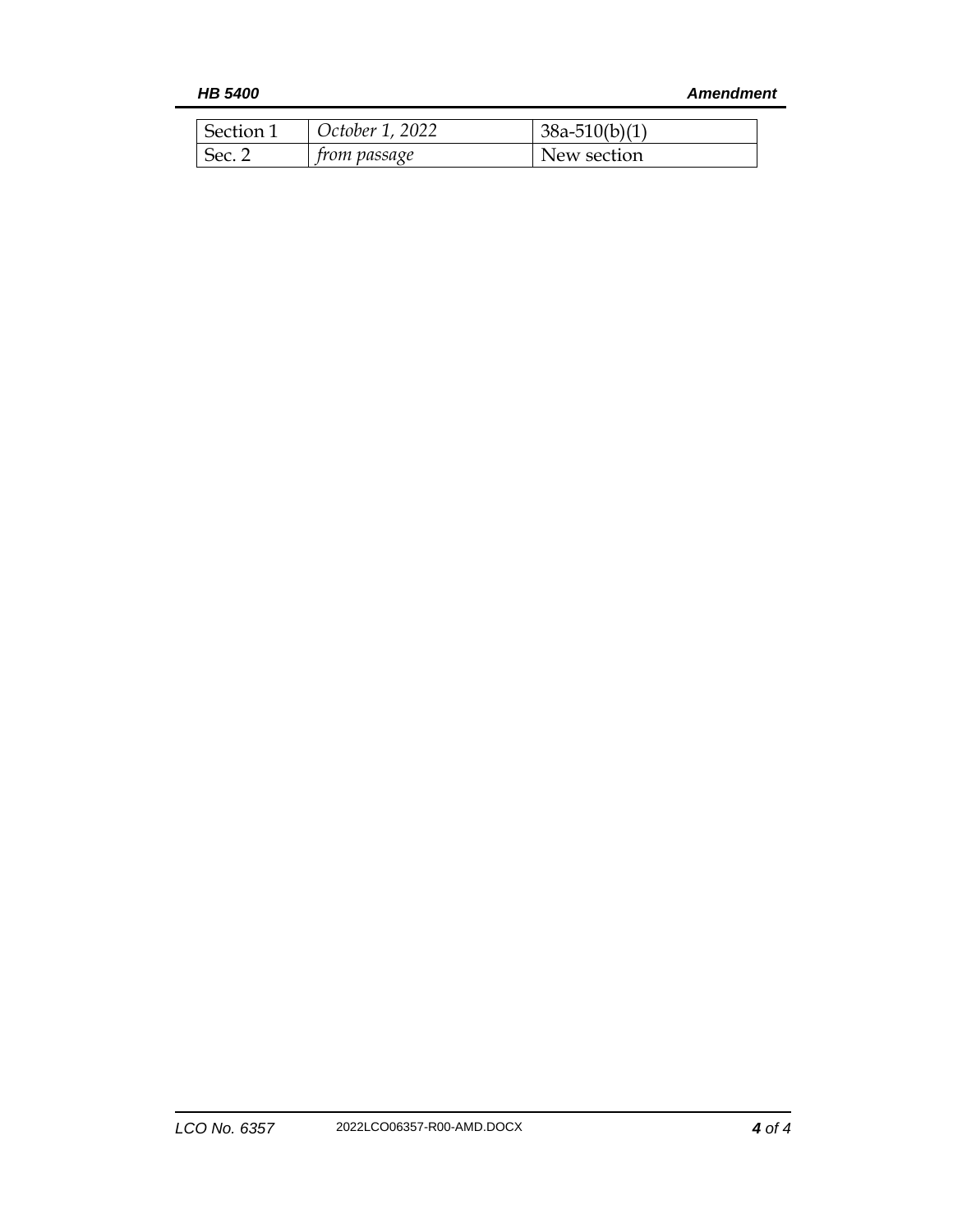| | | |
|---|---|---|
| Section 1 | *October 1, 2022* | 38a-510(b)(1) |
| Sec. 2 | *from passage* | New section |